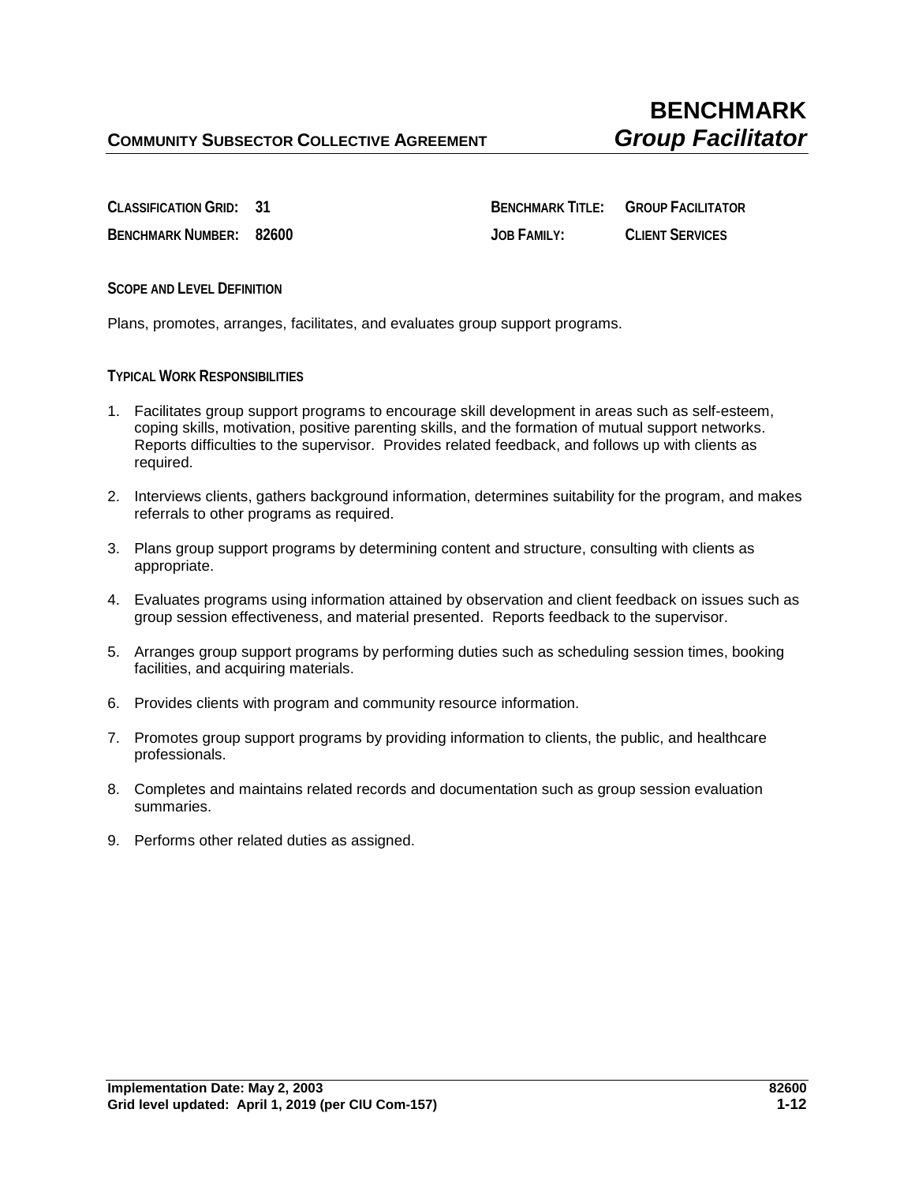**COMMUNITY SUBSECTOR COLLECTIVE AGREEMENT**

# BENCHMARK
## *Group Facilitator*

| | | | |
|---|---|---|---|
| **CLASSIFICATION GRID:** | **31** | **BENCHMARK TITLE:** | **GROUP FACILITATOR** |
| **BENCHMARK NUMBER:** | **82600** | **JOB FAMILY:** | **CLIENT SERVICES** |

### SCOPE AND LEVEL DEFINITION

Plans, promotes, arranges, facilitates, and evaluates group support programs.

### TYPICAL WORK RESPONSIBILITIES

1. Facilitates group support programs to encourage skill development in areas such as self-esteem, coping skills, motivation, positive parenting skills, and the formation of mutual support networks. Reports difficulties to the supervisor. Provides related feedback, and follows up with clients as required.

2. Interviews clients, gathers background information, determines suitability for the program, and makes referrals to other programs as required.

3. Plans group support programs by determining content and structure, consulting with clients as appropriate.

4. Evaluates programs using information attained by observation and client feedback on issues such as group session effectiveness, and material presented. Reports feedback to the supervisor.

5. Arranges group support programs by performing duties such as scheduling session times, booking facilities, and acquiring materials.

6. Provides clients with program and community resource information.

7. Promotes group support programs by providing information to clients, the public, and healthcare professionals.

8. Completes and maintains related records and documentation such as group session evaluation summaries.

9. Performs other related duties as assigned.

**Implementation Date: May 2, 2003**
**Grid level updated: April 1, 2019 (per CIU Com-157)**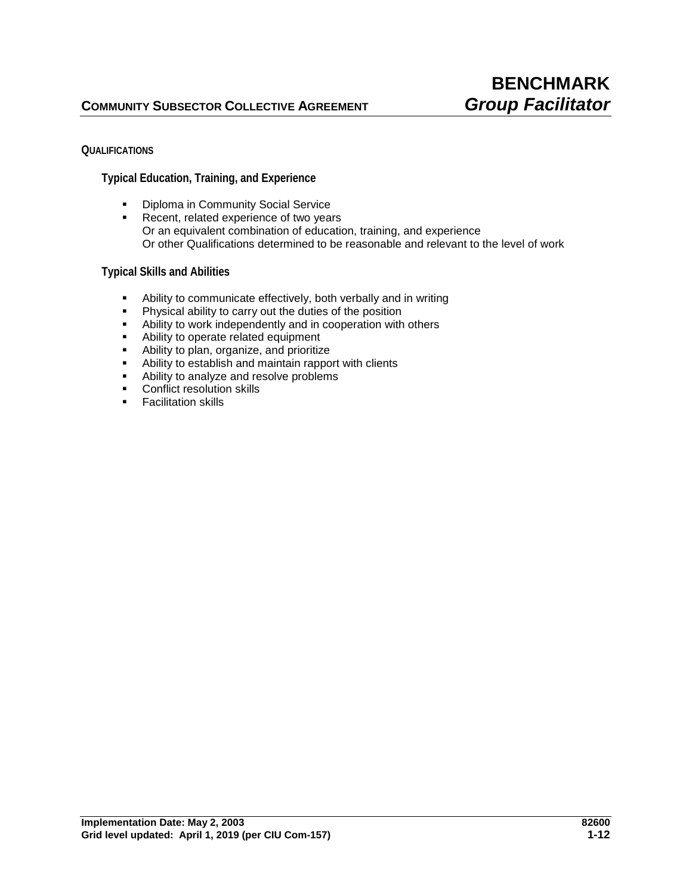## QUALIFICATIONS

### Typical Education, Training, and Experience

- Diploma in Community Social Service
- Recent, related experience of two years
  Or an equivalent combination of education, training, and experience
  Or other Qualifications determined to be reasonable and relevant to the level of work

### Typical Skills and Abilities

- Ability to communicate effectively, both verbally and in writing
- Physical ability to carry out the duties of the position
- Ability to work independently and in cooperation with others
- Ability to operate related equipment
- Ability to plan, organize, and prioritize
- Ability to establish and maintain rapport with clients
- Ability to analyze and resolve problems
- Conflict resolution skills
- Facilitation skills